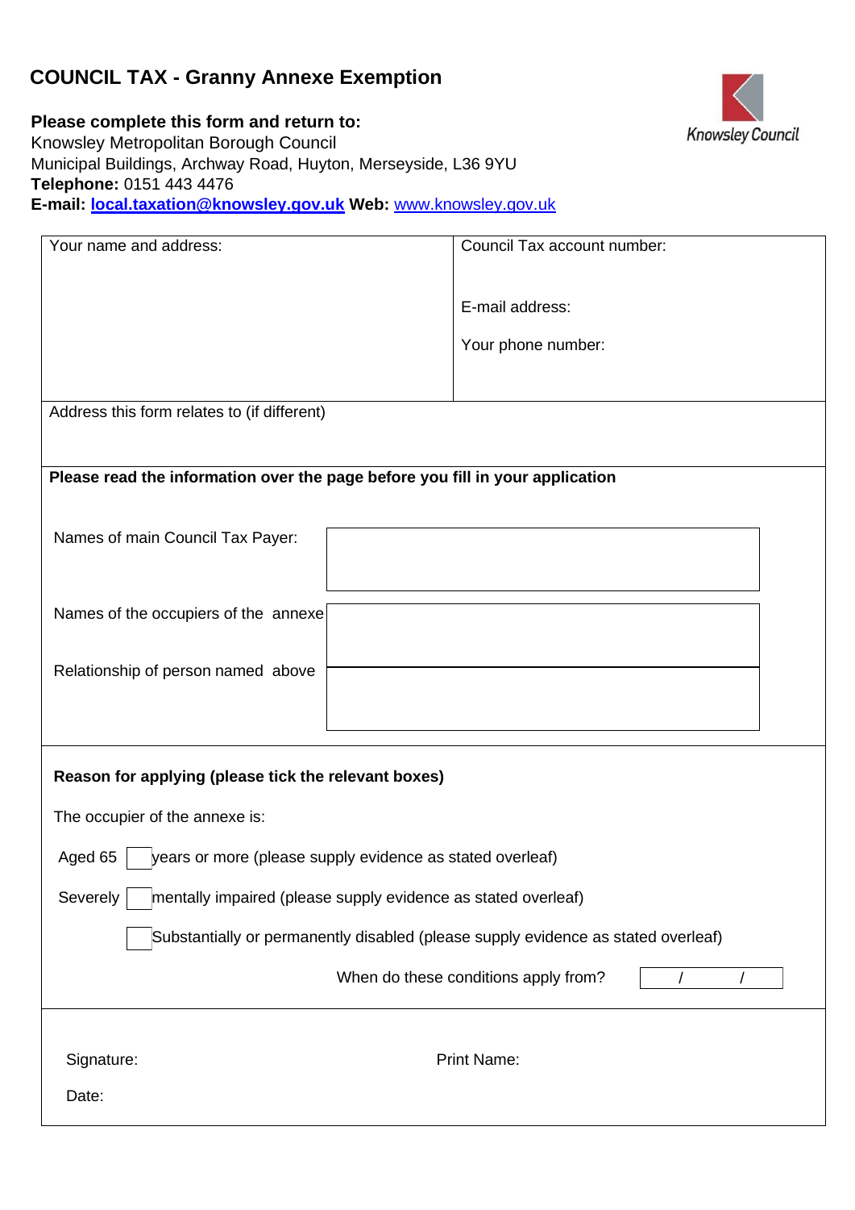# COUNCIL TAX - Granny Annexe Exemption

**Please complete this form and return to:**
Knowsley Metropolitan Borough Council
Municipal Buildings, Archway Road, Huyton, Merseyside, L36 9YU
**Telephone:** 0151 443 4476
**E-mail:** **local.taxation@knowsley.gov.uk** **Web:** www.knowsley.gov.uk

Knowsley Council

| | |
|---|---|
| Your name and address: | Council Tax account number:<br><br>E-mail address:<br><br>Your phone number: |
| Address this form relates to (if different) | |

**Please read the information over the page before you fill in your application**

| | |
|---|---|
| Names of main Council Tax Payer: | |
| Names of the occupiers of the annexe | |
| Relationship of person named above | |

**Reason for applying (please tick the relevant boxes)**

The occupier of the annexe is:

- Aged 65 ☐ years or more (please supply evidence as stated overleaf)
- Severely ☐ mentally impaired (please supply evidence as stated overleaf)
- ☐ Substantially or permanently disabled (please supply evidence as stated overleaf)

When do these conditions apply from? &nbsp;&nbsp; / &nbsp;&nbsp; /

Signature: &nbsp;&nbsp;&nbsp;&nbsp;&nbsp;&nbsp;&nbsp;&nbsp; Print Name:

Date: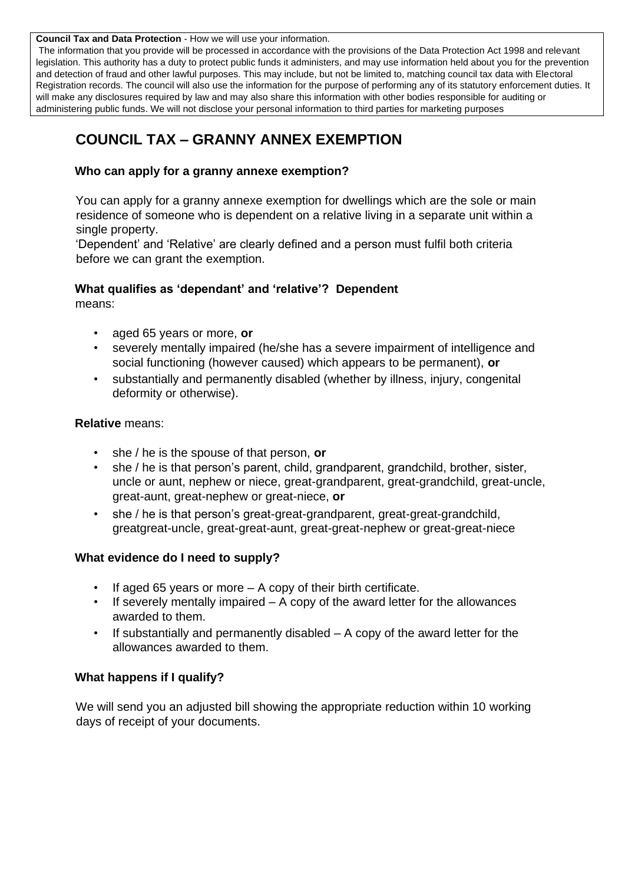**Council Tax and Data Protection** - How we will use your information.

The information that you provide will be processed in accordance with the provisions of the Data Protection Act 1998 and relevant legislation. This authority has a duty to protect public funds it administers, and may use information held about you for the prevention and detection of fraud and other lawful purposes. This may include, but not be limited to, matching council tax data with Electoral Registration records. The council will also use the information for the purpose of performing any of its statutory enforcement duties. It will make any disclosures required by law and may also share this information with other bodies responsible for auditing or administering public funds. We will not disclose your personal information to third parties for marketing purposes

# COUNCIL TAX – GRANNY ANNEX EXEMPTION

### Who can apply for a granny annexe exemption?

You can apply for a granny annexe exemption for dwellings which are the sole or main residence of someone who is dependent on a relative living in a separate unit within a single property.
'Dependent' and 'Relative' are clearly defined and a person must fulfil both criteria before we can grant the exemption.

### What qualifies as 'dependant' and 'relative'? Dependent

means:

- aged 65 years or more, **or**
- severely mentally impaired (he/she has a severe impairment of intelligence and social functioning (however caused) which appears to be permanent), **or**
- substantially and permanently disabled (whether by illness, injury, congenital deformity or otherwise).

**Relative** means:

- she / he is the spouse of that person, **or**
- she / he is that person's parent, child, grandparent, grandchild, brother, sister, uncle or aunt, nephew or niece, great-grandparent, great-grandchild, great-uncle, great-aunt, great-nephew or great-niece, **or**
- she / he is that person's great-great-grandparent, great-great-grandchild, greatgreat-uncle, great-great-aunt, great-great-nephew or great-great-niece

### What evidence do I need to supply?

- If aged 65 years or more – A copy of their birth certificate.
- If severely mentally impaired – A copy of the award letter for the allowances awarded to them.
- If substantially and permanently disabled – A copy of the award letter for the allowances awarded to them.

### What happens if I qualify?

We will send you an adjusted bill showing the appropriate reduction within 10 working days of receipt of your documents.